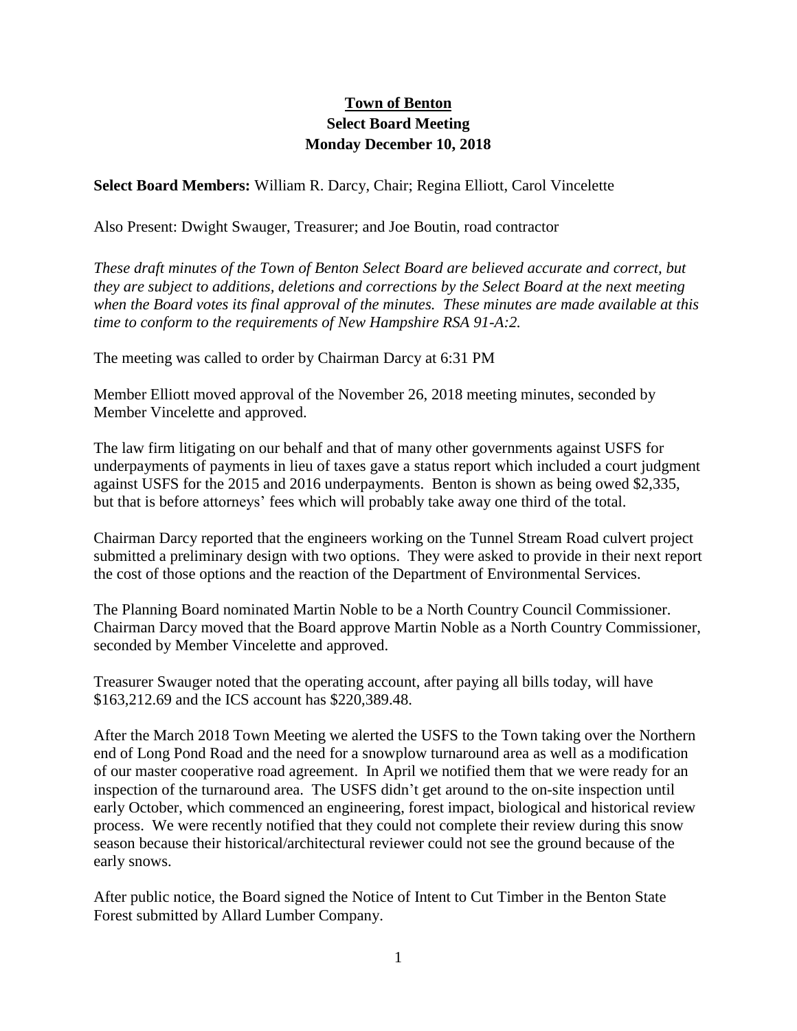# Town of Benton

## Select Board Meeting

## Monday December 10, 2018

**Select Board Members:** William R. Darcy, Chair; Regina Elliott, Carol Vincelette

Also Present: Dwight Swauger, Treasurer; and Joe Boutin, road contractor

*These draft minutes of the Town of Benton Select Board are believed accurate and correct, but they are subject to additions, deletions and corrections by the Select Board at the next meeting when the Board votes its final approval of the minutes. These minutes are made available at this time to conform to the requirements of New Hampshire RSA 91-A:2.*

The meeting was called to order by Chairman Darcy at 6:31 PM

Member Elliott moved approval of the November 26, 2018 meeting minutes, seconded by Member Vincelette and approved.

The law firm litigating on our behalf and that of many other governments against USFS for underpayments of payments in lieu of taxes gave a status report which included a court judgment against USFS for the 2015 and 2016 underpayments. Benton is shown as being owed $2,335, but that is before attorneys' fees which will probably take away one third of the total.

Chairman Darcy reported that the engineers working on the Tunnel Stream Road culvert project submitted a preliminary design with two options. They were asked to provide in their next report the cost of those options and the reaction of the Department of Environmental Services.

The Planning Board nominated Martin Noble to be a North Country Council Commissioner. Chairman Darcy moved that the Board approve Martin Noble as a North Country Commissioner, seconded by Member Vincelette and approved.

Treasurer Swauger noted that the operating account, after paying all bills today, will have $163,212.69 and the ICS account has $220,389.48.

After the March 2018 Town Meeting we alerted the USFS to the Town taking over the Northern end of Long Pond Road and the need for a snowplow turnaround area as well as a modification of our master cooperative road agreement. In April we notified them that we were ready for an inspection of the turnaround area. The USFS didn't get around to the on-site inspection until early October, which commenced an engineering, forest impact, biological and historical review process. We were recently notified that they could not complete their review during this snow season because their historical/architectural reviewer could not see the ground because of the early snows.

After public notice, the Board signed the Notice of Intent to Cut Timber in the Benton State Forest submitted by Allard Lumber Company.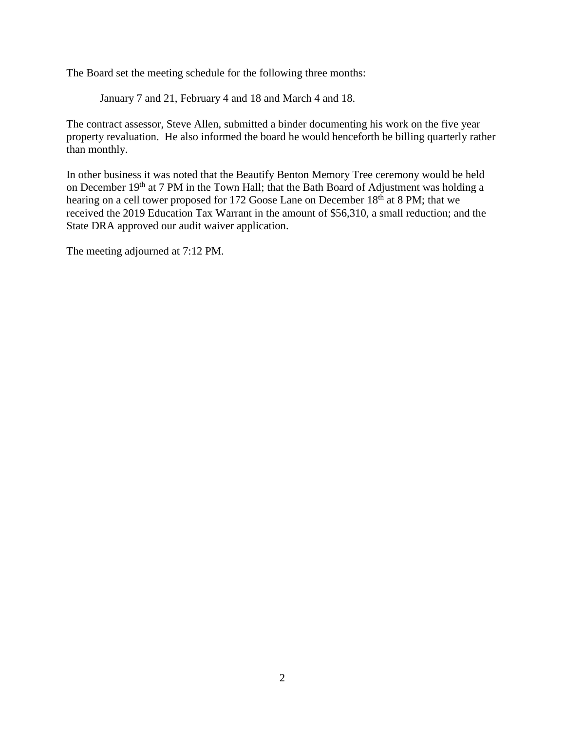The Board set the meeting schedule for the following three months:

> January 7 and 21, February 4 and 18 and March 4 and 18.

The contract assessor, Steve Allen, submitted a binder documenting his work on the five year property revaluation. He also informed the board he would henceforth be billing quarterly rather than monthly.

In other business it was noted that the Beautify Benton Memory Tree ceremony would be held on December 19th at 7 PM in the Town Hall; that the Bath Board of Adjustment was holding a hearing on a cell tower proposed for 172 Goose Lane on December 18th at 8 PM; that we received the 2019 Education Tax Warrant in the amount of $56,310, a small reduction; and the State DRA approved our audit waiver application.

The meeting adjourned at 7:12 PM.